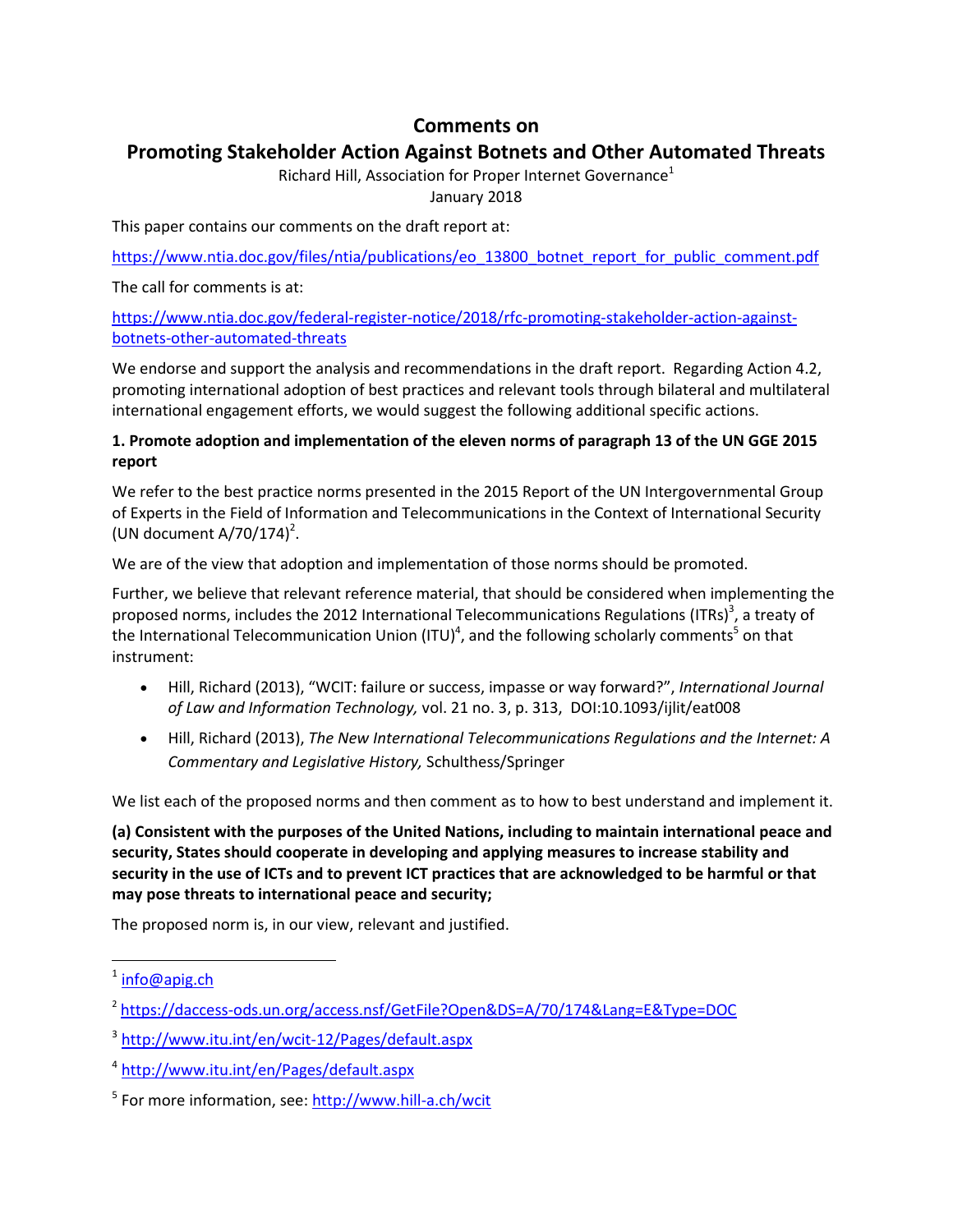# Comments on

# Promoting Stakeholder Action Against Botnets and Other Automated Threats

Richard Hill, Association for Proper Internet Governance[1]

January 2018

This paper contains our comments on the draft report at:

https://www.ntia.doc.gov/files/ntia/publications/eo_13800_botnet_report_for_public_comment.pdf

The call for comments is at:

https://www.ntia.doc.gov/federal-register-notice/2018/rfc-promoting-stakeholder-action-against-botnets-other-automated-threats

We endorse and support the analysis and recommendations in the draft report. Regarding Action 4.2, promoting international adoption of best practices and relevant tools through bilateral and multilateral international engagement efforts, we would suggest the following additional specific actions.

**1. Promote adoption and implementation of the eleven norms of paragraph 13 of the UN GGE 2015 report**

We refer to the best practice norms presented in the 2015 Report of the UN Intergovernmental Group of Experts in the Field of Information and Telecommunications in the Context of International Security (UN document A/70/174)[2].

We are of the view that adoption and implementation of those norms should be promoted.

Further, we believe that relevant reference material, that should be considered when implementing the proposed norms, includes the 2012 International Telecommunications Regulations (ITRs)[3], a treaty of the International Telecommunication Union (ITU)[4], and the following scholarly comments[5] on that instrument:

- Hill, Richard (2013), "WCIT: failure or success, impasse or way forward?", *International Journal of Law and Information Technology,* vol. 21 no. 3, p. 313, DOI:10.1093/ijlit/eat008
- Hill, Richard (2013), *The New International Telecommunications Regulations and the Internet: A Commentary and Legislative History,* Schulthess/Springer

We list each of the proposed norms and then comment as to how to best understand and implement it.

**(a) Consistent with the purposes of the United Nations, including to maintain international peace and security, States should cooperate in developing and applying measures to increase stability and security in the use of ICTs and to prevent ICT practices that are acknowledged to be harmful or that may pose threats to international peace and security;**

The proposed norm is, in our view, relevant and justified.

---

[1] info@apig.ch

[2] https://daccess-ods.un.org/access.nsf/GetFile?Open&DS=A/70/174&Lang=E&Type=DOC

[3] http://www.itu.int/en/wcit-12/Pages/default.aspx

[4] http://www.itu.int/en/Pages/default.aspx

[5] For more information, see: http://www.hill-a.ch/wcit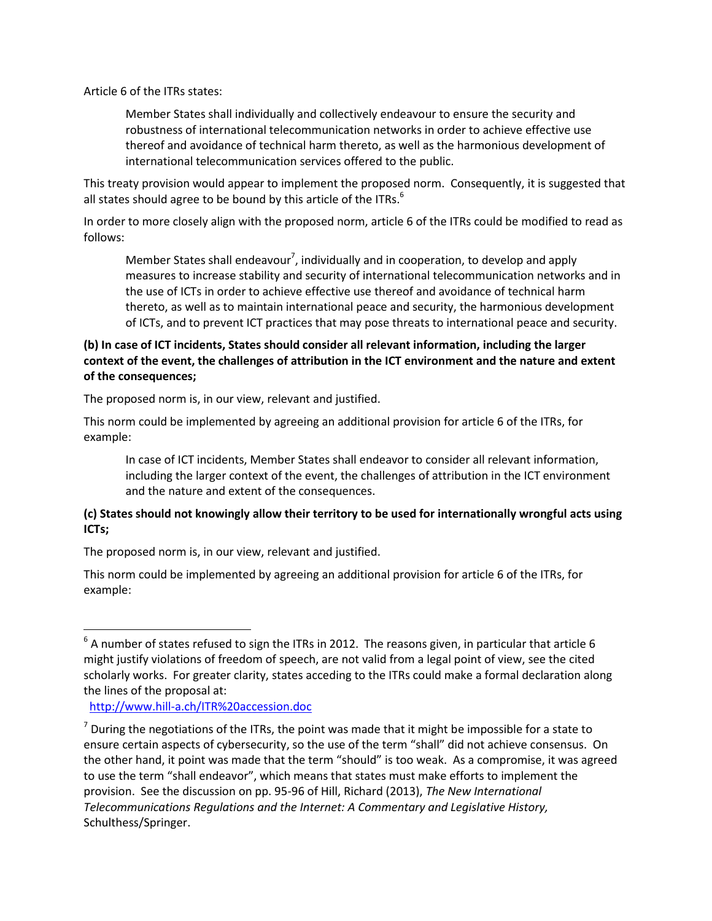Article 6 of the ITRs states:

> Member States shall individually and collectively endeavour to ensure the security and robustness of international telecommunication networks in order to achieve effective use thereof and avoidance of technical harm thereto, as well as the harmonious development of international telecommunication services offered to the public.

This treaty provision would appear to implement the proposed norm. Consequently, it is suggested that all states should agree to be bound by this article of the ITRs.[6]

In order to more closely align with the proposed norm, article 6 of the ITRs could be modified to read as follows:

> Member States shall endeavour[7], individually and in cooperation, to develop and apply measures to increase stability and security of international telecommunication networks and in the use of ICTs in order to achieve effective use thereof and avoidance of technical harm thereto, as well as to maintain international peace and security, the harmonious development of ICTs, and to prevent ICT practices that may pose threats to international peace and security.

**(b) In case of ICT incidents, States should consider all relevant information, including the larger context of the event, the challenges of attribution in the ICT environment and the nature and extent of the consequences;**

The proposed norm is, in our view, relevant and justified.

This norm could be implemented by agreeing an additional provision for article 6 of the ITRs, for example:

> In case of ICT incidents, Member States shall endeavor to consider all relevant information, including the larger context of the event, the challenges of attribution in the ICT environment and the nature and extent of the consequences.

**(c) States should not knowingly allow their territory to be used for internationally wrongful acts using ICTs;**

The proposed norm is, in our view, relevant and justified.

This norm could be implemented by agreeing an additional provision for article 6 of the ITRs, for example:

---

[6] A number of states refused to sign the ITRs in 2012. The reasons given, in particular that article 6 might justify violations of freedom of speech, are not valid from a legal point of view, see the cited scholarly works. For greater clarity, states acceding to the ITRs could make a formal declaration along the lines of the proposal at: http://www.hill-a.ch/ITR%20accession.doc

[7] During the negotiations of the ITRs, the point was made that it might be impossible for a state to ensure certain aspects of cybersecurity, so the use of the term "shall" did not achieve consensus. On the other hand, it point was made that the term "should" is too weak. As a compromise, it was agreed to use the term "shall endeavor", which means that states must make efforts to implement the provision. See the discussion on pp. 95-96 of Hill, Richard (2013), *The New International Telecommunications Regulations and the Internet: A Commentary and Legislative History,* Schulthess/Springer.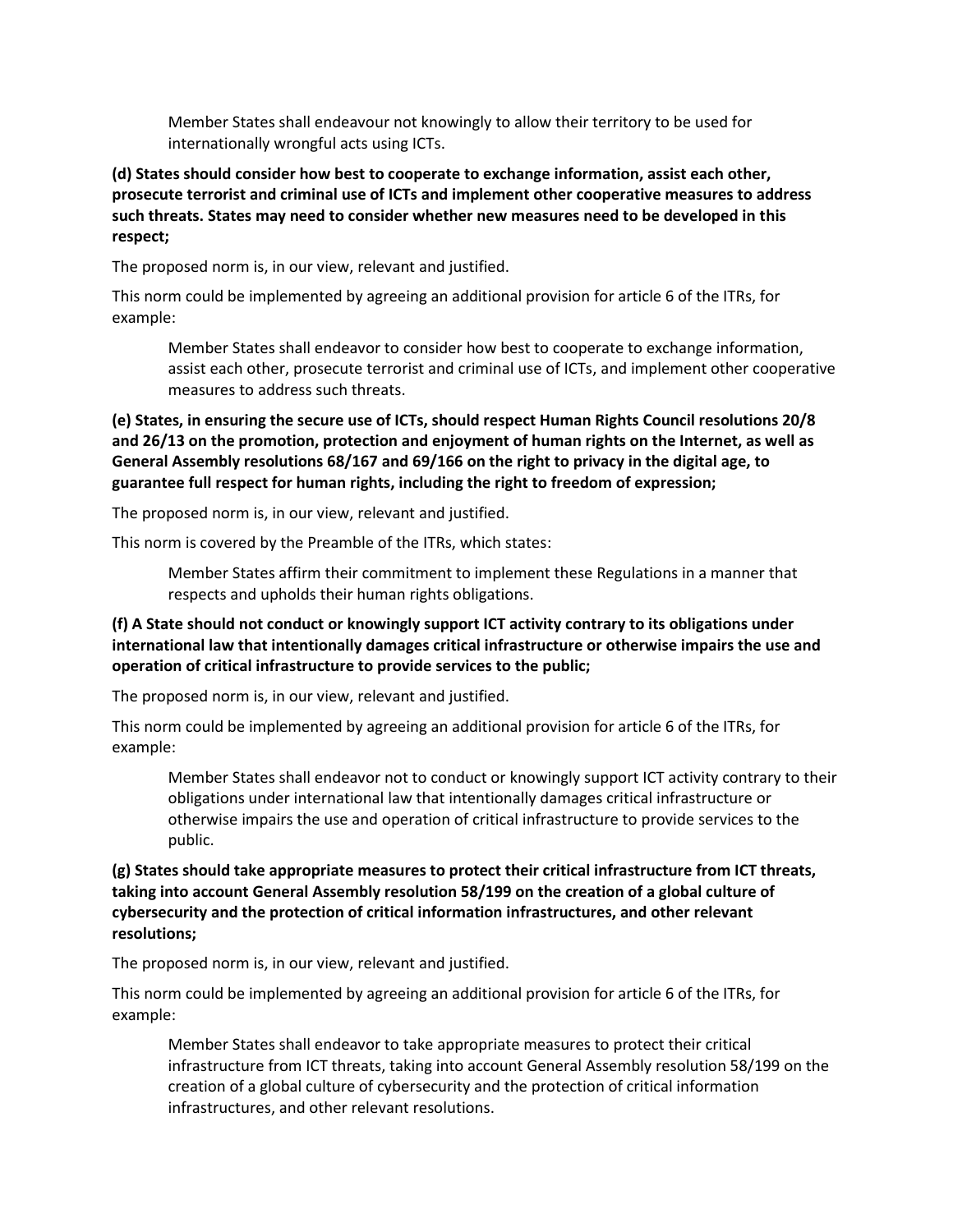> Member States shall endeavour not knowingly to allow their territory to be used for internationally wrongful acts using ICTs.

**(d) States should consider how best to cooperate to exchange information, assist each other, prosecute terrorist and criminal use of ICTs and implement other cooperative measures to address such threats. States may need to consider whether new measures need to be developed in this respect;**

The proposed norm is, in our view, relevant and justified.

This norm could be implemented by agreeing an additional provision for article 6 of the ITRs, for example:

> Member States shall endeavor to consider how best to cooperate to exchange information, assist each other, prosecute terrorist and criminal use of ICTs, and implement other cooperative measures to address such threats.

**(e) States, in ensuring the secure use of ICTs, should respect Human Rights Council resolutions 20/8 and 26/13 on the promotion, protection and enjoyment of human rights on the Internet, as well as General Assembly resolutions 68/167 and 69/166 on the right to privacy in the digital age, to guarantee full respect for human rights, including the right to freedom of expression;**

The proposed norm is, in our view, relevant and justified.

This norm is covered by the Preamble of the ITRs, which states:

> Member States affirm their commitment to implement these Regulations in a manner that respects and upholds their human rights obligations.

**(f) A State should not conduct or knowingly support ICT activity contrary to its obligations under international law that intentionally damages critical infrastructure or otherwise impairs the use and operation of critical infrastructure to provide services to the public;**

The proposed norm is, in our view, relevant and justified.

This norm could be implemented by agreeing an additional provision for article 6 of the ITRs, for example:

> Member States shall endeavor not to conduct or knowingly support ICT activity contrary to their obligations under international law that intentionally damages critical infrastructure or otherwise impairs the use and operation of critical infrastructure to provide services to the public.

**(g) States should take appropriate measures to protect their critical infrastructure from ICT threats, taking into account General Assembly resolution 58/199 on the creation of a global culture of cybersecurity and the protection of critical information infrastructures, and other relevant resolutions;**

The proposed norm is, in our view, relevant and justified.

This norm could be implemented by agreeing an additional provision for article 6 of the ITRs, for example:

> Member States shall endeavor to take appropriate measures to protect their critical infrastructure from ICT threats, taking into account General Assembly resolution 58/199 on the creation of a global culture of cybersecurity and the protection of critical information infrastructures, and other relevant resolutions.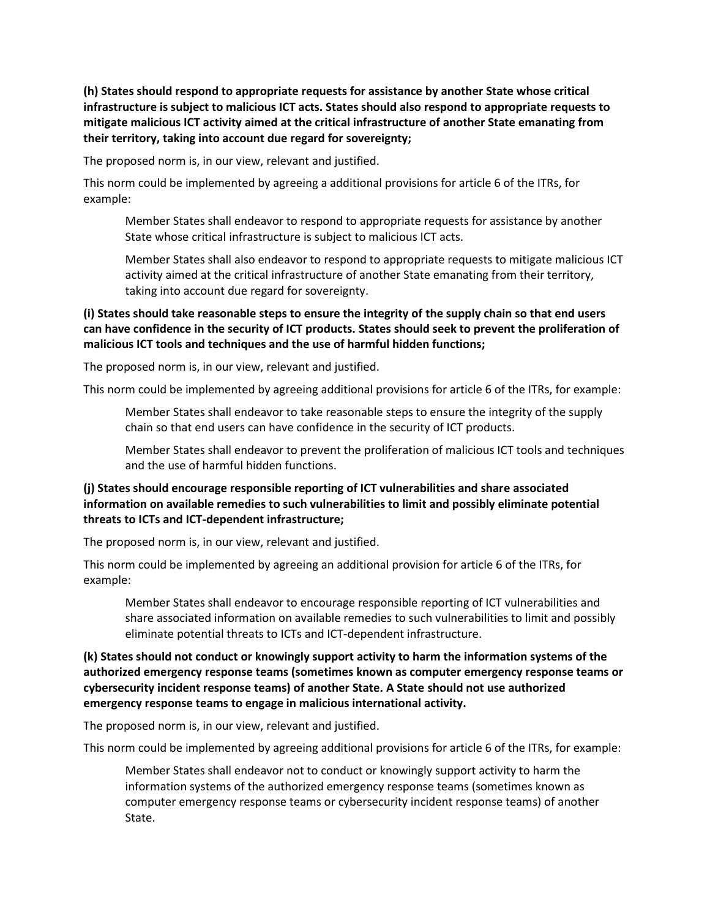**(h) States should respond to appropriate requests for assistance by another State whose critical infrastructure is subject to malicious ICT acts. States should also respond to appropriate requests to mitigate malicious ICT activity aimed at the critical infrastructure of another State emanating from their territory, taking into account due regard for sovereignty;**

The proposed norm is, in our view, relevant and justified.

This norm could be implemented by agreeing a additional provisions for article 6 of the ITRs, for example:

> Member States shall endeavor to respond to appropriate requests for assistance by another State whose critical infrastructure is subject to malicious ICT acts.
>
> Member States shall also endeavor to respond to appropriate requests to mitigate malicious ICT activity aimed at the critical infrastructure of another State emanating from their territory, taking into account due regard for sovereignty.

**(i) States should take reasonable steps to ensure the integrity of the supply chain so that end users can have confidence in the security of ICT products. States should seek to prevent the proliferation of malicious ICT tools and techniques and the use of harmful hidden functions;**

The proposed norm is, in our view, relevant and justified.

This norm could be implemented by agreeing additional provisions for article 6 of the ITRs, for example:

> Member States shall endeavor to take reasonable steps to ensure the integrity of the supply chain so that end users can have confidence in the security of ICT products.
>
> Member States shall endeavor to prevent the proliferation of malicious ICT tools and techniques and the use of harmful hidden functions.

**(j) States should encourage responsible reporting of ICT vulnerabilities and share associated information on available remedies to such vulnerabilities to limit and possibly eliminate potential threats to ICTs and ICT-dependent infrastructure;**

The proposed norm is, in our view, relevant and justified.

This norm could be implemented by agreeing an additional provision for article 6 of the ITRs, for example:

> Member States shall endeavor to encourage responsible reporting of ICT vulnerabilities and share associated information on available remedies to such vulnerabilities to limit and possibly eliminate potential threats to ICTs and ICT-dependent infrastructure.

**(k) States should not conduct or knowingly support activity to harm the information systems of the authorized emergency response teams (sometimes known as computer emergency response teams or cybersecurity incident response teams) of another State. A State should not use authorized emergency response teams to engage in malicious international activity.**

The proposed norm is, in our view, relevant and justified.

This norm could be implemented by agreeing additional provisions for article 6 of the ITRs, for example:

> Member States shall endeavor not to conduct or knowingly support activity to harm the information systems of the authorized emergency response teams (sometimes known as computer emergency response teams or cybersecurity incident response teams) of another State.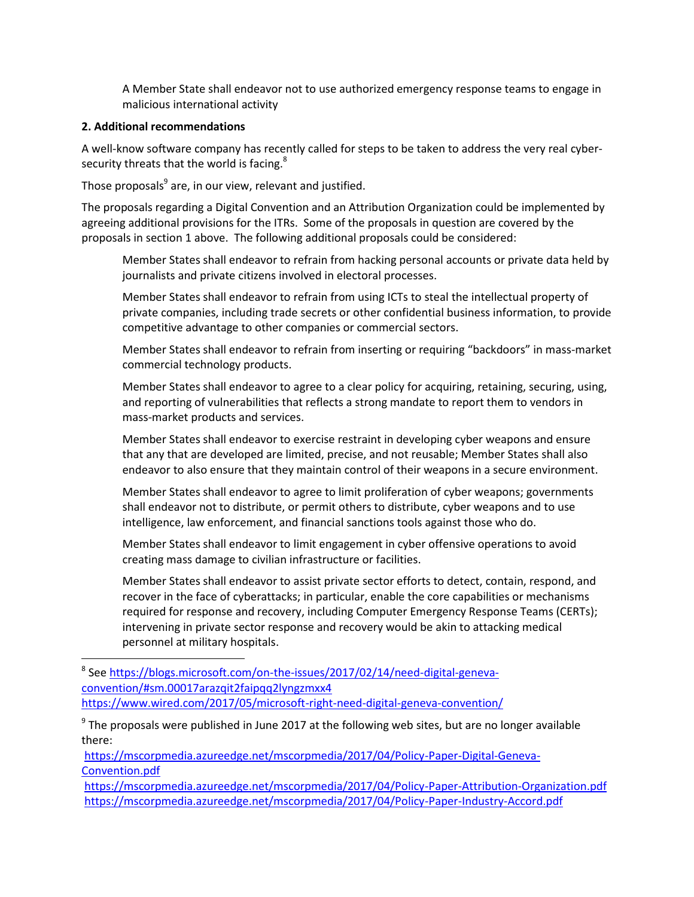> A Member State shall endeavor not to use authorized emergency response teams to engage in malicious international activity

**2. Additional recommendations**

A well-know software company has recently called for steps to be taken to address the very real cyber-security threats that the world is facing.[8]

Those proposals[9] are, in our view, relevant and justified.

The proposals regarding a Digital Convention and an Attribution Organization could be implemented by agreeing additional provisions for the ITRs. Some of the proposals in question are covered by the proposals in section 1 above. The following additional proposals could be considered:

> Member States shall endeavor to refrain from hacking personal accounts or private data held by journalists and private citizens involved in electoral processes.
>
> Member States shall endeavor to refrain from using ICTs to steal the intellectual property of private companies, including trade secrets or other confidential business information, to provide competitive advantage to other companies or commercial sectors.
>
> Member States shall endeavor to refrain from inserting or requiring "backdoors" in mass-market commercial technology products.
>
> Member States shall endeavor to agree to a clear policy for acquiring, retaining, securing, using, and reporting of vulnerabilities that reflects a strong mandate to report them to vendors in mass-market products and services.
>
> Member States shall endeavor to exercise restraint in developing cyber weapons and ensure that any that are developed are limited, precise, and not reusable; Member States shall also endeavor to also ensure that they maintain control of their weapons in a secure environment.
>
> Member States shall endeavor to agree to limit proliferation of cyber weapons; governments shall endeavor not to distribute, or permit others to distribute, cyber weapons and to use intelligence, law enforcement, and financial sanctions tools against those who do.
>
> Member States shall endeavor to limit engagement in cyber offensive operations to avoid creating mass damage to civilian infrastructure or facilities.
>
> Member States shall endeavor to assist private sector efforts to detect, contain, respond, and recover in the face of cyberattacks; in particular, enable the core capabilities or mechanisms required for response and recovery, including Computer Emergency Response Teams (CERTs); intervening in private sector response and recovery would be akin to attacking medical personnel at military hospitals.

---

[8] See https://blogs.microsoft.com/on-the-issues/2017/02/14/need-digital-geneva-convention/#sm.00017arazqit2faipqq2lyngzmxx4
https://www.wired.com/2017/05/microsoft-right-need-digital-geneva-convention/

[9] The proposals were published in June 2017 at the following web sites, but are no longer available there:
https://mscorpmedia.azureedge.net/mscorpmedia/2017/04/Policy-Paper-Digital-Geneva-Convention.pdf
https://mscorpmedia.azureedge.net/mscorpmedia/2017/04/Policy-Paper-Attribution-Organization.pdf
https://mscorpmedia.azureedge.net/mscorpmedia/2017/04/Policy-Paper-Industry-Accord.pdf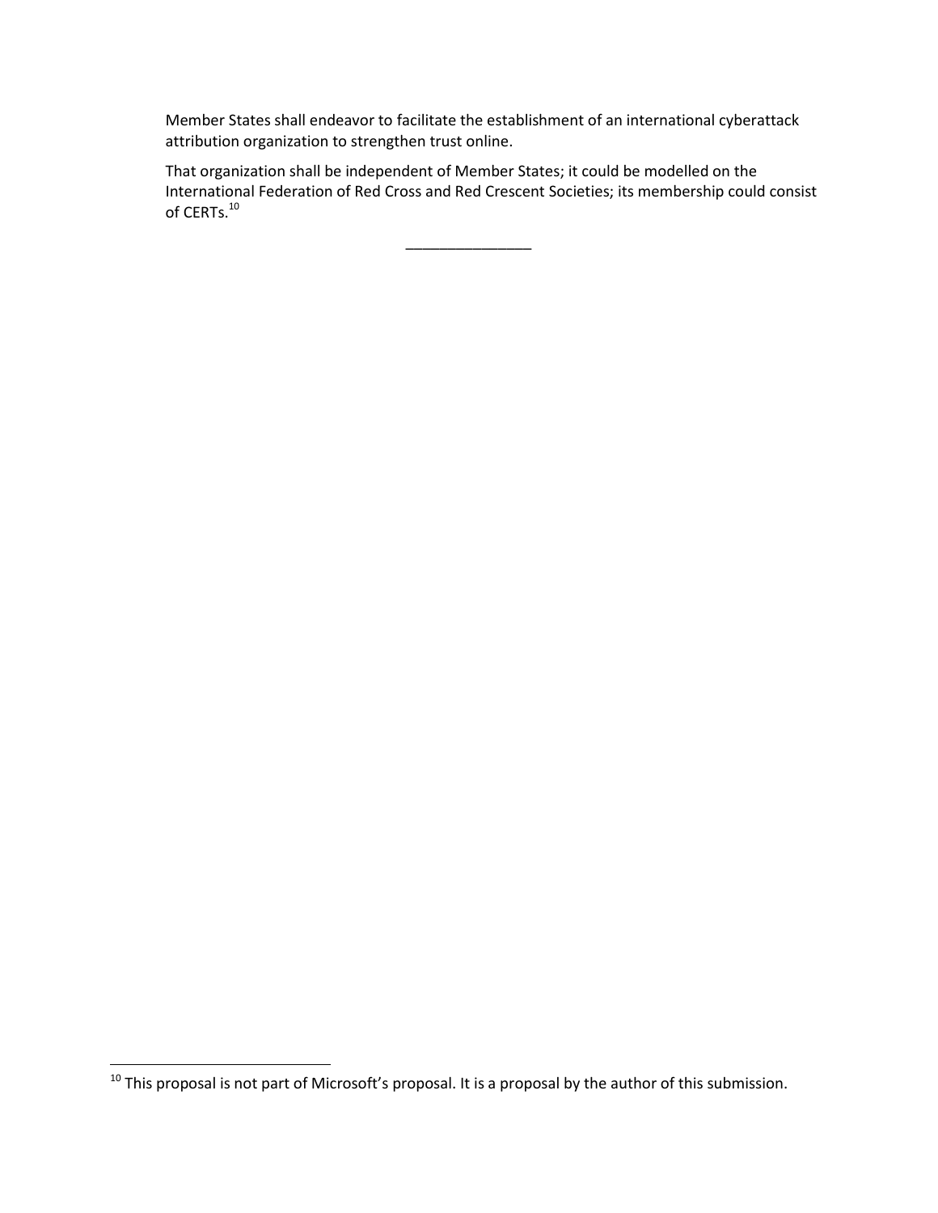Member States shall endeavor to facilitate the establishment of an international cyberattack attribution organization to strengthen trust online.

That organization shall be independent of Member States; it could be modelled on the International Federation of Red Cross and Red Crescent Societies; its membership could consist of CERTs.[10]

---

[10] This proposal is not part of Microsoft's proposal. It is a proposal by the author of this submission.